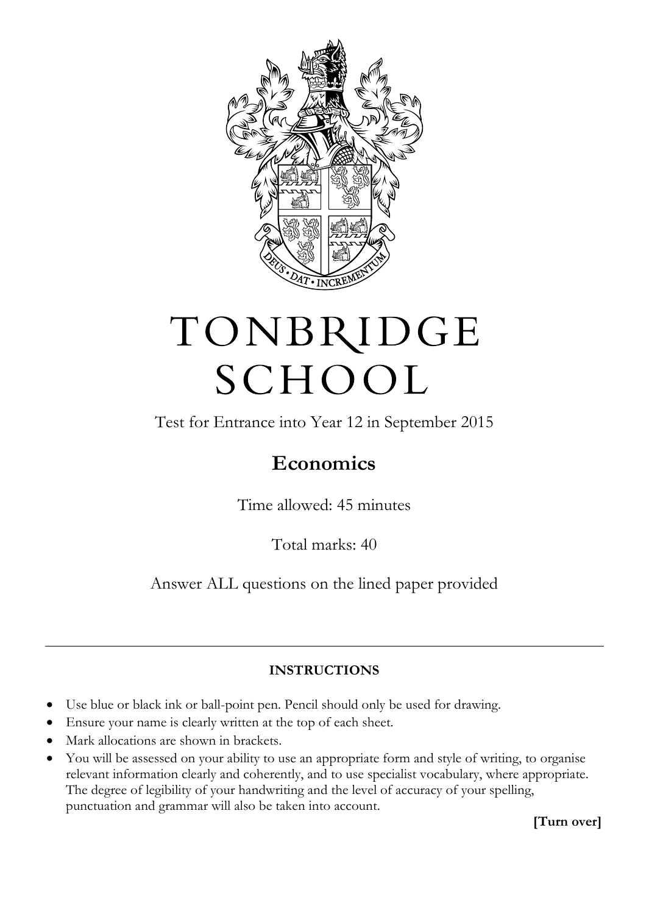# TONBRIDGE SCHOOL

Test for Entrance into Year 12 in September 2015

## Economics

Time allowed: 45 minutes

Total marks: 40

Answer ALL questions on the lined paper provided

---

**INSTRUCTIONS**

- Use blue or black ink or ball-point pen. Pencil should only be used for drawing.
- Ensure your name is clearly written at the top of each sheet.
- Mark allocations are shown in brackets.
- You will be assessed on your ability to use an appropriate form and style of writing, to organise relevant information clearly and coherently, and to use specialist vocabulary, where appropriate. The degree of legibility of your handwriting and the level of accuracy of your spelling, punctuation and grammar will also be taken into account.

**[Turn over]**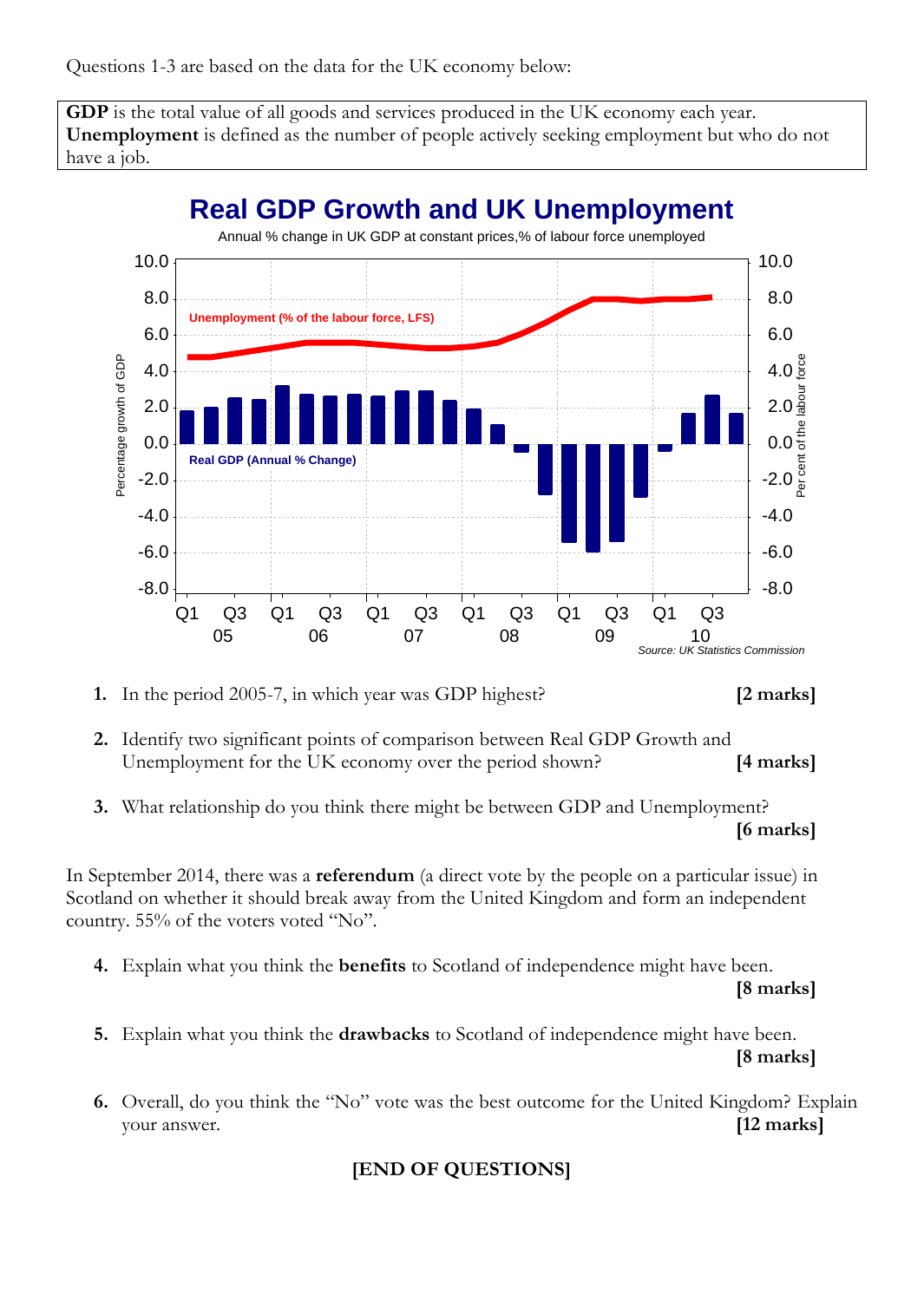Questions 1-3 are based on the data for the UK economy below:

**GDP** is the total value of all goods and services produced in the UK economy each year. **Unemployment** is defined as the number of people actively seeking employment but who do not have a job.

**Real GDP Growth and UK Unemployment**

Annual % change in UK GDP at constant prices,% of labour force unemployed

Unemployment (% of the labour force, LFS)

Real GDP (Annual % Change)

Percentage growth of GDP

Per cent of the labour force

10.0
8.0
6.0
4.0
2.0
0.0
-2.0
-4.0
-6.0
-8.0

Q1 Q3 Q1 Q3 Q1 Q3 Q1 Q3 Q1 Q3 Q1 Q3

05 06 07 08 09 10

*Source: UK Statistics Commission*

1. In the period 2005-7, in which year was GDP highest? **[2 marks]**

2. Identify two significant points of comparison between Real GDP Growth and Unemployment for the UK economy over the period shown? **[4 marks]**

3. What relationship do you think there might be between GDP and Unemployment? **[6 marks]**

In September 2014, there was a **referendum** (a direct vote by the people on a particular issue) in Scotland on whether it should break away from the United Kingdom and form an independent country. 55% of the voters voted "No".

4. Explain what you think the **benefits** to Scotland of independence might have been. **[8 marks]**

5. Explain what you think the **drawbacks** to Scotland of independence might have been. **[8 marks]**

6. Overall, do you think the "No" vote was the best outcome for the United Kingdom? Explain your answer. **[12 marks]**

**[END OF QUESTIONS]**